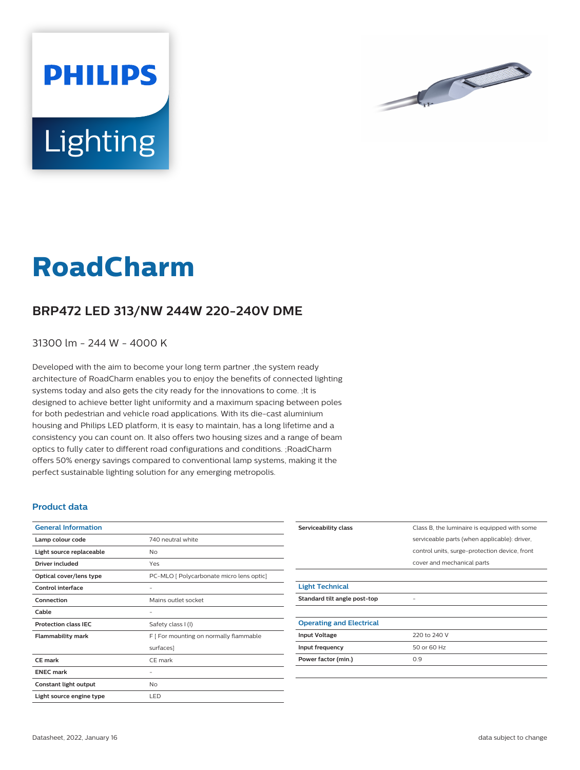# RoadCharm

## BRP472 LED 313/NW 244W 220-240V DME

31300 lm - 244 W - 4000 K

Developed with the aim to become your long term partner ,the system ready architecture of RoadCharm enables you to enjoy the benefits of connected lighting systems today and also gets the city ready for the innovations to come. ;It is designed to achieve better light uniformity and a maximum spacing between poles for both pedestrian and vehicle road applications. With its die-cast aluminium housing and Philips LED platform, it is easy to maintain, has a long lifetime and a consistency you can count on. It also offers two housing sizes and a range of beam optics to fully cater to different road configurations and conditions. ;RoadCharm offers 50% energy savings compared to conventional lamp systems, making it the perfect sustainable lighting solution for any emerging metropolis.

### Product data

| General Information | |
|---|---|
| **Lamp colour code** | 740 neutral white |
| **Light source replaceable** | No |
| **Driver included** | Yes |
| **Optical cover/lens type** | PC-MLO [ Polycarbonate micro lens optic] |
| **Control interface** | - |
| **Connection** | Mains outlet socket |
| **Cable** | - |
| **Protection class IEC** | Safety class I (I) |
| **Flammability mark** | F [ For mounting on normally flammable surfaces] |
| **CE mark** | CE mark |
| **ENEC mark** | - |
| **Constant light output** | No |
| **Light source engine type** | LED |
| **Serviceability class** | Class B, the luminaire is equipped with some serviceable parts (when applicable): driver, control units, surge-protection device, front cover and mechanical parts |

| Light Technical | |
|---|---|
| **Standard tilt angle post-top** | - |

| Operating and Electrical | |
|---|---|
| **Input Voltage** | 220 to 240 V |
| **Input frequency** | 50 or 60 Hz |
| **Power factor (min.)** | 0.9 |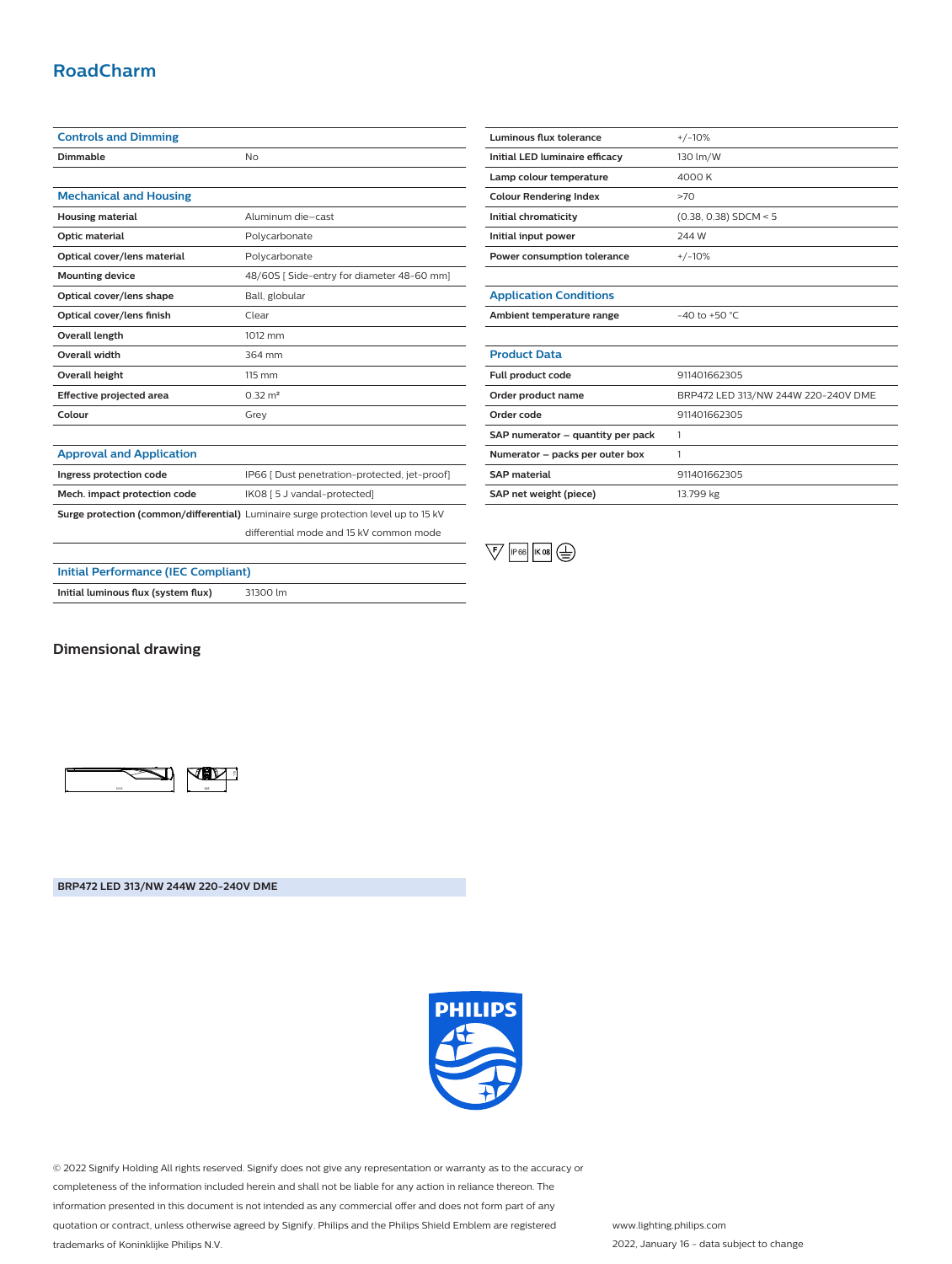## RoadCharm

| Controls and Dimming | |
|---|---|
| **Dimmable** | No |

| Mechanical and Housing | |
|---|---|
| **Housing material** | Aluminum die-cast |
| **Optic material** | Polycarbonate |
| **Optical cover/lens material** | Polycarbonate |
| **Mounting device** | 48/60S [ Side-entry for diameter 48-60 mm] |
| **Optical cover/lens shape** | Ball, globular |
| **Optical cover/lens finish** | Clear |
| **Overall length** | 1012 mm |
| **Overall width** | 364 mm |
| **Overall height** | 115 mm |
| **Effective projected area** | 0.32 m² |
| **Colour** | Grey |

| Approval and Application | |
|---|---|
| **Ingress protection code** | IP66 [ Dust penetration-protected, jet-proof] |
| **Mech. impact protection code** | IK08 [ 5 J vandal-protected] |
| **Surge protection (common/differential)** | Luminaire surge protection level up to 15 kV differential mode and 15 kV common mode |

| Initial Performance (IEC Compliant) | |
|---|---|
| **Initial luminous flux (system flux)** | 31300 lm |
| **Luminous flux tolerance** | +/-10% |
| **Initial LED luminaire efficacy** | 130 lm/W |
| **Lamp colour temperature** | 4000 K |
| **Colour Rendering Index** | >70 |
| **Initial chromaticity** | (0.38, 0.38) SDCM < 5 |
| **Initial input power** | 244 W |
| **Power consumption tolerance** | +/-10% |

| Application Conditions | |
|---|---|
| **Ambient temperature range** | -40 to +50 °C |

| Product Data | |
|---|---|
| **Full product code** | 911401662305 |
| **Order product name** | BRP472 LED 313/NW 244W 220-240V DME |
| **Order code** | 911401662305 |
| **SAP numerator – quantity per pack** | 1 |
| **Numerator – packs per outer box** | 1 |
| **SAP material** | 911401662305 |
| **SAP net weight (piece)** | 13.799 kg |

F IP66 IK08

### Dimensional drawing

1012

364

**BRP472 LED 313/NW 244W 220-240V DME**

© 2022 Signify Holding All rights reserved. Signify does not give any representation or warranty as to the accuracy or completeness of the information included herein and shall not be liable for any action in reliance thereon. The information presented in this document is not intended as any commercial offer and does not form part of any quotation or contract, unless otherwise agreed by Signify. Philips and the Philips Shield Emblem are registered trademarks of Koninklijke Philips N.V.

www.lighting.philips.com

2022, January 16 - data subject to change